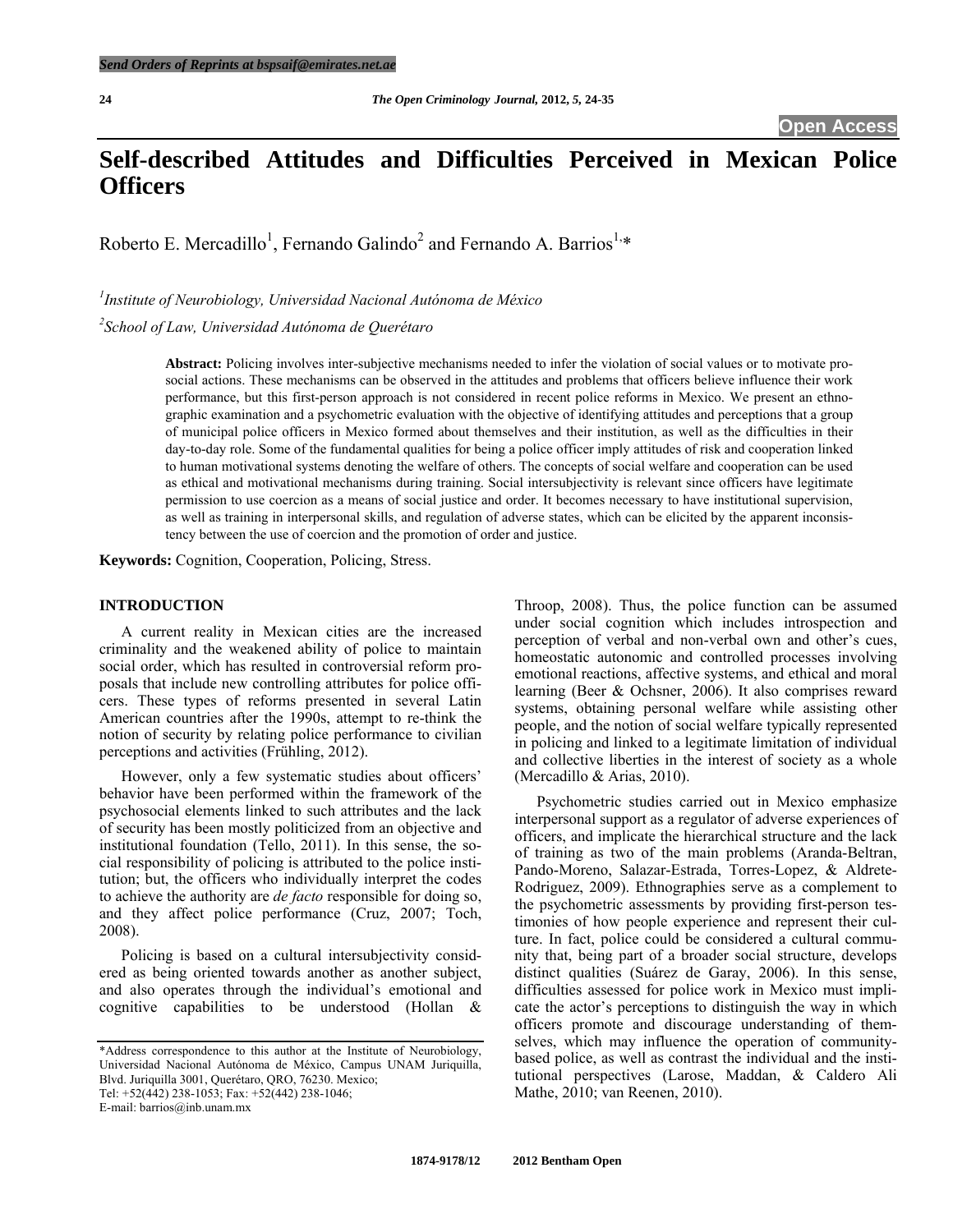# Self-described Attitudes and Difficulties Perceived in Mexican Police Officers

Roberto E. Mercadillo[1], Fernando Galindo[2] and Fernando A. Barrios[1,*]

[1]*Institute of Neurobiology, Universidad Nacional Autónoma de México*

[2]*School of Law, Universidad Autónoma de Querétaro*

**Abstract:** Policing involves inter-subjective mechanisms needed to infer the violation of social values or to motivate prosocial actions. These mechanisms can be observed in the attitudes and problems that officers believe influence their work performance, but this first-person approach is not considered in recent police reforms in Mexico. We present an ethnographic examination and a psychometric evaluation with the objective of identifying attitudes and perceptions that a group of municipal police officers in Mexico formed about themselves and their institution, as well as the difficulties in their day-to-day role. Some of the fundamental qualities for being a police officer imply attitudes of risk and cooperation linked to human motivational systems denoting the welfare of others. The concepts of social welfare and cooperation can be used as ethical and motivational mechanisms during training. Social intersubjectivity is relevant since officers have legitimate permission to use coercion as a means of social justice and order. It becomes necessary to have institutional supervision, as well as training in interpersonal skills, and regulation of adverse states, which can be elicited by the apparent inconsistency between the use of coercion and the promotion of order and justice.

**Keywords:** Cognition, Cooperation, Policing, Stress.

## INTRODUCTION

A current reality in Mexican cities are the increased criminality and the weakened ability of police to maintain social order, which has resulted in controversial reform proposals that include new controlling attributes for police officers. These types of reforms presented in several Latin American countries after the 1990s, attempt to re-think the notion of security by relating police performance to civilian perceptions and activities (Frühling, 2012).

However, only a few systematic studies about officers' behavior have been performed within the framework of the psychosocial elements linked to such attributes and the lack of security has been mostly politicized from an objective and institutional foundation (Tello, 2011). In this sense, the social responsibility of policing is attributed to the police institution; but, the officers who individually interpret the codes to achieve the authority are *de facto* responsible for doing so, and they affect police performance (Cruz, 2007; Toch, 2008).

Policing is based on a cultural intersubjectivity considered as being oriented towards another as another subject, and also operates through the individual's emotional and cognitive capabilities to be understood (Hollan & Throop, 2008). Thus, the police function can be assumed under social cognition which includes introspection and perception of verbal and non-verbal own and other's cues, homeostatic autonomic and controlled processes involving emotional reactions, affective systems, and ethical and moral learning (Beer & Ochsner, 2006). It also comprises reward systems, obtaining personal welfare while assisting other people, and the notion of social welfare typically represented in policing and linked to a legitimate limitation of individual and collective liberties in the interest of society as a whole (Mercadillo & Arias, 2010).

Psychometric studies carried out in Mexico emphasize interpersonal support as a regulator of adverse experiences of officers, and implicate the hierarchical structure and the lack of training as two of the main problems (Aranda-Beltran, Pando-Moreno, Salazar-Estrada, Torres-Lopez, & Aldrete-Rodriguez, 2009). Ethnographies serve as a complement to the psychometric assessments by providing first-person testimonies of how people experience and represent their culture. In fact, police could be considered a cultural community that, being part of a broader social structure, develops distinct qualities (Suárez de Garay, 2006). In this sense, difficulties assessed for police work in Mexico must implicate the actor's perceptions to distinguish the way in which officers promote and discourage understanding of themselves, which may influence the operation of community-based police, as well as contrast the individual and the institutional perspectives (Larose, Maddan, & Caldero Ali Mathe, 2010; van Reenen, 2010).

*Address correspondence to this author at the Institute of Neurobiology, Universidad Nacional Autónoma de México, Campus UNAM Juriquilla, Blvd. Juriquilla 3001, Querétaro, QRO, 76230. Mexico; Tel: +52(442) 238-1053; Fax: +52(442) 238-1046; E-mail: barrios@inb.unam.mx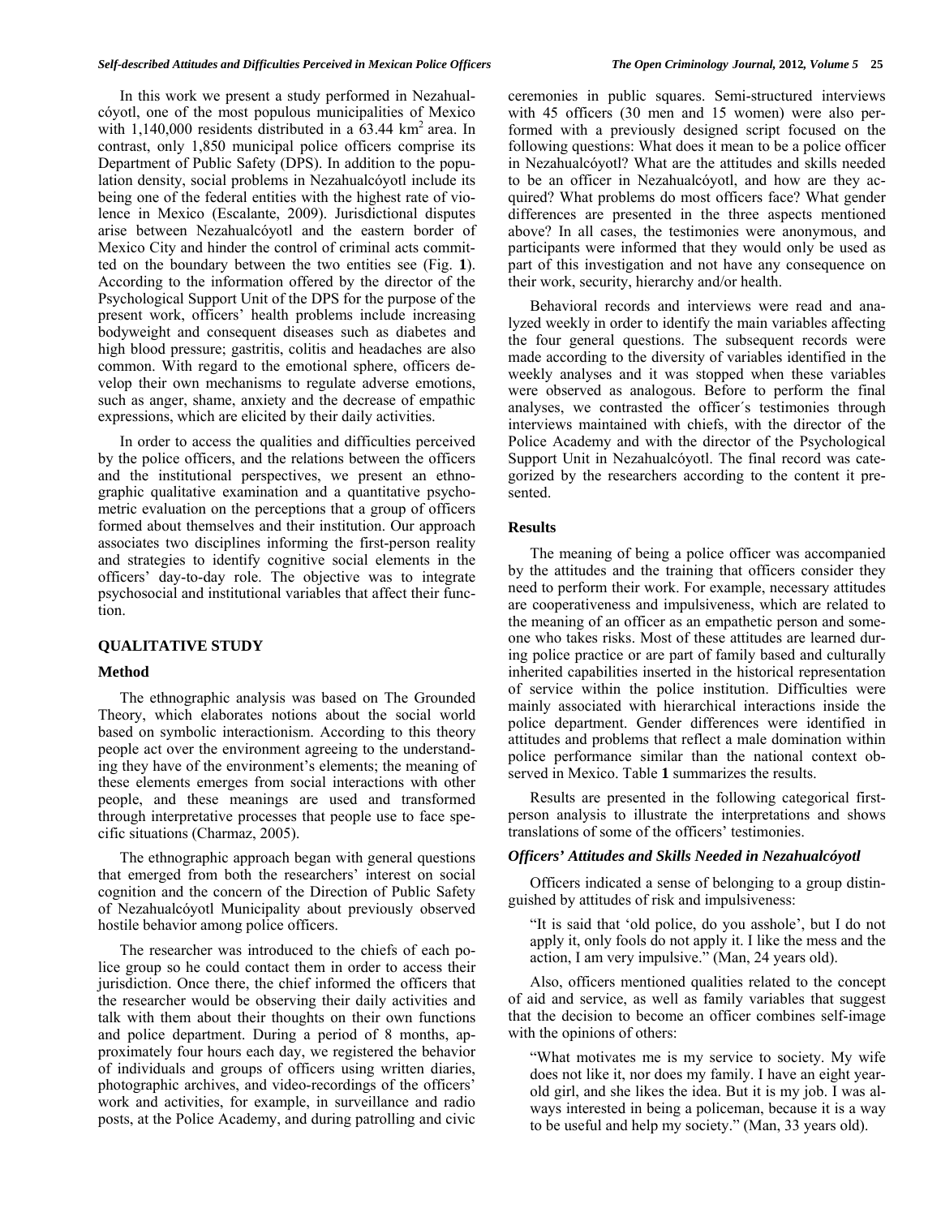In this work we present a study performed in Nezahualcóyotl, one of the most populous municipalities of Mexico with 1,140,000 residents distributed in a 63.44 km$^2$ area. In contrast, only 1,850 municipal police officers comprise its Department of Public Safety (DPS). In addition to the population density, social problems in Nezahualcóyotl include its being one of the federal entities with the highest rate of violence in Mexico (Escalante, 2009). Jurisdictional disputes arise between Nezahualcóyotl and the eastern border of Mexico City and hinder the control of criminal acts committed on the boundary between the two entities see (Fig. **1**). According to the information offered by the director of the Psychological Support Unit of the DPS for the purpose of the present work, officers' health problems include increasing bodyweight and consequent diseases such as diabetes and high blood pressure; gastritis, colitis and headaches are also common. With regard to the emotional sphere, officers develop their own mechanisms to regulate adverse emotions, such as anger, shame, anxiety and the decrease of empathic expressions, which are elicited by their daily activities.

In order to access the qualities and difficulties perceived by the police officers, and the relations between the officers and the institutional perspectives, we present an ethnographic qualitative examination and a quantitative psychometric evaluation on the perceptions that a group of officers formed about themselves and their institution. Our approach associates two disciplines informing the first-person reality and strategies to identify cognitive social elements in the officers' day-to-day role. The objective was to integrate psychosocial and institutional variables that affect their function.

## QUALITATIVE STUDY

### Method

The ethnographic analysis was based on The Grounded Theory, which elaborates notions about the social world based on symbolic interactionism. According to this theory people act over the environment agreeing to the understanding they have of the environment's elements; the meaning of these elements emerges from social interactions with other people, and these meanings are used and transformed through interpretative processes that people use to face specific situations (Charmaz, 2005).

The ethnographic approach began with general questions that emerged from both the researchers' interest on social cognition and the concern of the Direction of Public Safety of Nezahualcóyotl Municipality about previously observed hostile behavior among police officers.

The researcher was introduced to the chiefs of each police group so he could contact them in order to access their jurisdiction. Once there, the chief informed the officers that the researcher would be observing their daily activities and talk with them about their thoughts on their own functions and police department. During a period of 8 months, approximately four hours each day, we registered the behavior of individuals and groups of officers using written diaries, photographic archives, and video-recordings of the officers' work and activities, for example, in surveillance and radio posts, at the Police Academy, and during patrolling and civic ceremonies in public squares. Semi-structured interviews with 45 officers (30 men and 15 women) were also performed with a previously designed script focused on the following questions: What does it mean to be a police officer in Nezahualcóyotl? What are the attitudes and skills needed to be an officer in Nezahualcóyotl, and how are they acquired? What problems do most officers face? What gender differences are presented in the three aspects mentioned above? In all cases, the testimonies were anonymous, and participants were informed that they would only be used as part of this investigation and not have any consequence on their work, security, hierarchy and/or health.

Behavioral records and interviews were read and analyzed weekly in order to identify the main variables affecting the four general questions. The subsequent records were made according to the diversity of variables identified in the weekly analyses and it was stopped when these variables were observed as analogous. Before to perform the final analyses, we contrasted the officer´s testimonies through interviews maintained with chiefs, with the director of the Police Academy and with the director of the Psychological Support Unit in Nezahualcóyotl. The final record was categorized by the researchers according to the content it presented.

### Results

The meaning of being a police officer was accompanied by the attitudes and the training that officers consider they need to perform their work. For example, necessary attitudes are cooperativeness and impulsiveness, which are related to the meaning of an officer as an empathetic person and someone who takes risks. Most of these attitudes are learned during police practice or are part of family based and culturally inherited capabilities inserted in the historical representation of service within the police institution. Difficulties were mainly associated with hierarchical interactions inside the police department. Gender differences were identified in attitudes and problems that reflect a male domination within police performance similar than the national context observed in Mexico. Table **1** summarizes the results.

Results are presented in the following categorical first-person analysis to illustrate the interpretations and shows translations of some of the officers' testimonies.

#### *Officers' Attitudes and Skills Needed in Nezahualcóyotl*

Officers indicated a sense of belonging to a group distinguished by attitudes of risk and impulsiveness:

> "It is said that 'old police, do you asshole', but I do not apply it, only fools do not apply it. I like the mess and the action, I am very impulsive." (Man, 24 years old).

Also, officers mentioned qualities related to the concept of aid and service, as well as family variables that suggest that the decision to become an officer combines self-image with the opinions of others:

> "What motivates me is my service to society. My wife does not like it, nor does my family. I have an eight year-old girl, and she likes the idea. But it is my job. I was always interested in being a policeman, because it is a way to be useful and help my society." (Man, 33 years old).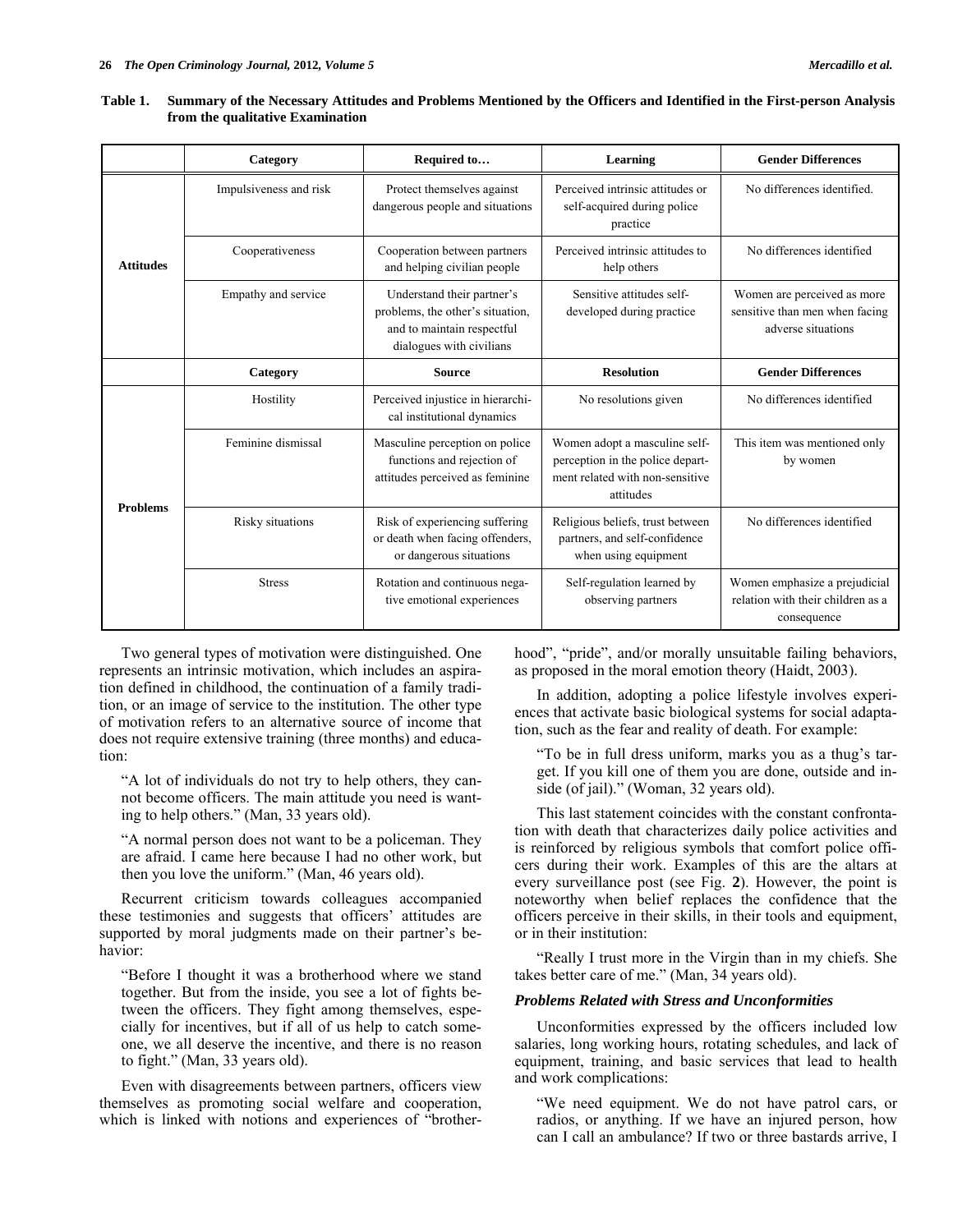**Table 1. Summary of the Necessary Attitudes and Problems Mentioned by the Officers and Identified in the First-person Analysis from the qualitative Examination**

| | Category | Required to… | Learning | Gender Differences |
|---|---|---|---|---|
| **Attitudes** | Impulsiveness and risk | Protect themselves against dangerous people and situations | Perceived intrinsic attitudes or self-acquired during police practice | No differences identified. |
| | Cooperativeness | Cooperation between partners and helping civilian people | Perceived intrinsic attitudes to help others | No differences identified |
| | Empathy and service | Understand their partner's problems, the other's situation, and to maintain respectful dialogues with civilians | Sensitive attitudes self-developed during practice | Women are perceived as more sensitive than men when facing adverse situations |
| | **Category** | **Source** | **Resolution** | **Gender Differences** |
| **Problems** | Hostility | Perceived injustice in hierarchical institutional dynamics | No resolutions given | No differences identified |
| | Feminine dismissal | Masculine perception on police functions and rejection of attitudes perceived as feminine | Women adopt a masculine self-perception in the police department related with non-sensitive attitudes | This item was mentioned only by women |
| | Risky situations | Risk of experiencing suffering or death when facing offenders, or dangerous situations | Religious beliefs, trust between partners, and self-confidence when using equipment | No differences identified |
| | Stress | Rotation and continuous negative emotional experiences | Self-regulation learned by observing partners | Women emphasize a prejudicial relation with their children as a consequence |

Two general types of motivation were distinguished. One represents an intrinsic motivation, which includes an aspiration defined in childhood, the continuation of a family tradition, or an image of service to the institution. The other type of motivation refers to an alternative source of income that does not require extensive training (three months) and education:

> "A lot of individuals do not try to help others, they cannot become officers. The main attitude you need is wanting to help others." (Man, 33 years old).

> "A normal person does not want to be a policeman. They are afraid. I came here because I had no other work, but then you love the uniform." (Man, 46 years old).

Recurrent criticism towards colleagues accompanied these testimonies and suggests that officers' attitudes are supported by moral judgments made on their partner's behavior:

> "Before I thought it was a brotherhood where we stand together. But from the inside, you see a lot of fights between the officers. They fight among themselves, especially for incentives, but if all of us help to catch someone, we all deserve the incentive, and there is no reason to fight." (Man, 33 years old).

Even with disagreements between partners, officers view themselves as promoting social welfare and cooperation, which is linked with notions and experiences of "brotherhood", "pride", and/or morally unsuitable failing behaviors, as proposed in the moral emotion theory (Haidt, 2003).

In addition, adopting a police lifestyle involves experiences that activate basic biological systems for social adaptation, such as the fear and reality of death. For example:

> "To be in full dress uniform, marks you as a thug's target. If you kill one of them you are done, outside and inside (of jail)." (Woman, 32 years old).

This last statement coincides with the constant confrontation with death that characterizes daily police activities and is reinforced by religious symbols that comfort police officers during their work. Examples of this are the altars at every surveillance post (see Fig. **2**). However, the point is noteworthy when belief replaces the confidence that the officers perceive in their skills, in their tools and equipment, or in their institution:

> "Really I trust more in the Virgin than in my chiefs. She takes better care of me." (Man, 34 years old).

### *Problems Related with Stress and Unconformities*

Unconformities expressed by the officers included low salaries, long working hours, rotating schedules, and lack of equipment, training, and basic services that lead to health and work complications:

> "We need equipment. We do not have patrol cars, or radios, or anything. If we have an injured person, how can I call an ambulance? If two or three bastards arrive, I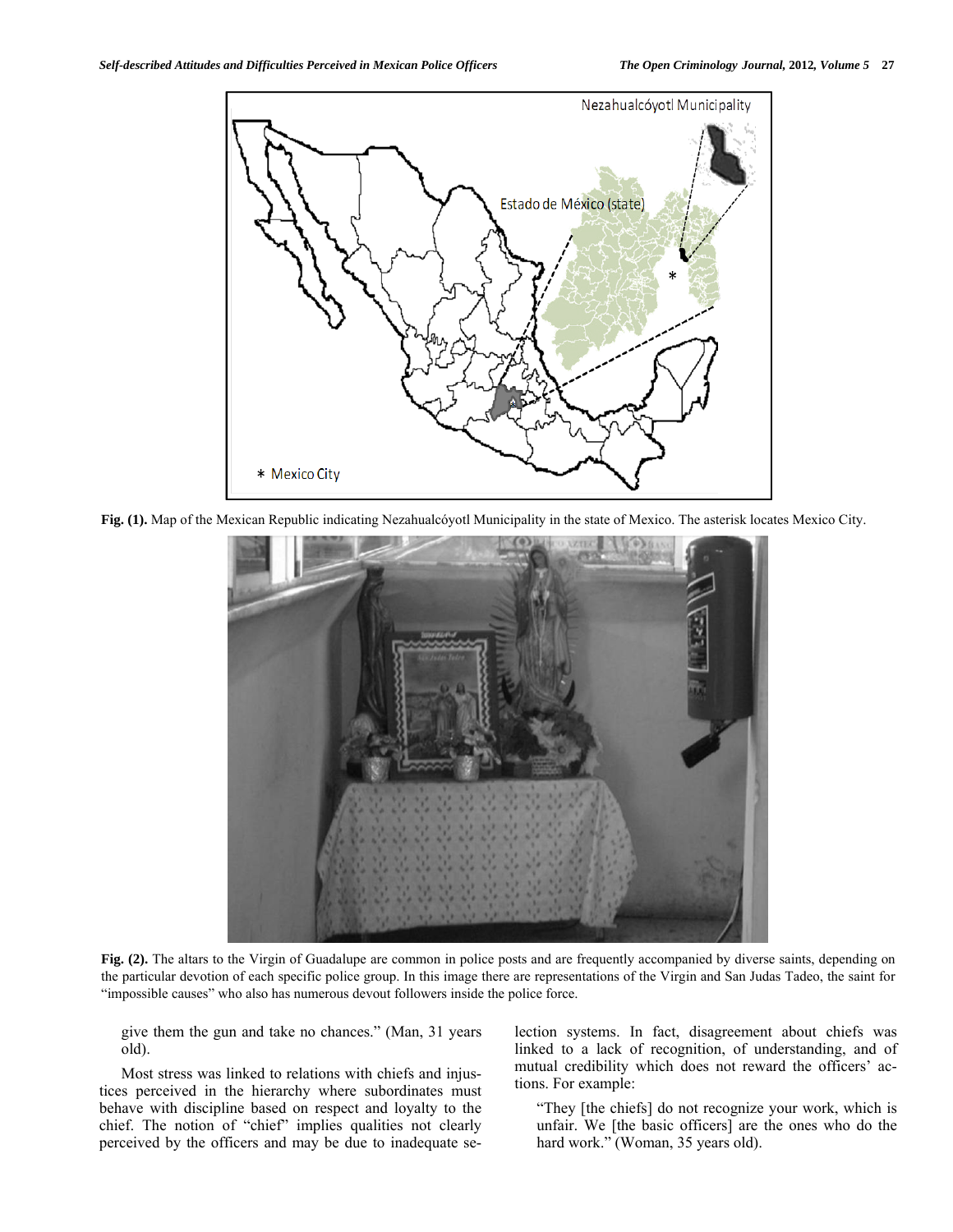Nezahualcóyotl Municipality

Estado de México (state)

* Mexico City

**Fig. (1).** Map of the Mexican Republic indicating Nezahualcóyotl Municipality in the state of Mexico. The asterisk locates Mexico City.

**Fig. (2).** The altars to the Virgin of Guadalupe are common in police posts and are frequently accompanied by diverse saints, depending on the particular devotion of each specific police group. In this image there are representations of the Virgin and San Judas Tadeo, the saint for "impossible causes" who also has numerous devout followers inside the police force.

give them the gun and take no chances." (Man, 31 years old).

Most stress was linked to relations with chiefs and injustices perceived in the hierarchy where subordinates must behave with discipline based on respect and loyalty to the chief. The notion of "chief" implies qualities not clearly perceived by the officers and may be due to inadequate selection systems. In fact, disagreement about chiefs was linked to a lack of recognition, of understanding, and of mutual credibility which does not reward the officers' actions. For example:

> "They [the chiefs] do not recognize your work, which is unfair. We [the basic officers] are the ones who do the hard work." (Woman, 35 years old).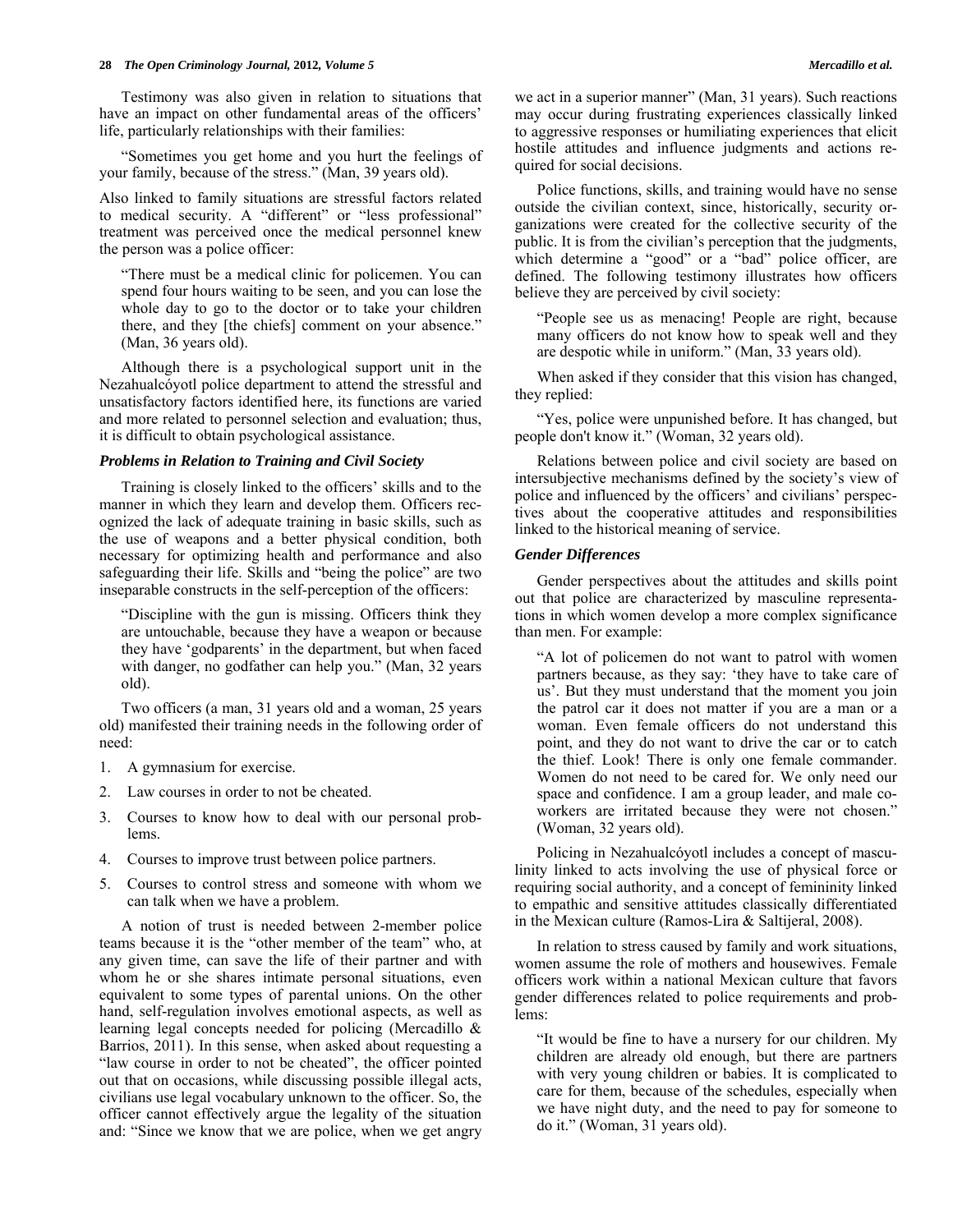Testimony was also given in relation to situations that have an impact on other fundamental areas of the officers' life, particularly relationships with their families:

> "Sometimes you get home and you hurt the feelings of your family, because of the stress." (Man, 39 years old).

Also linked to family situations are stressful factors related to medical security. A "different" or "less professional" treatment was perceived once the medical personnel knew the person was a police officer:

> "There must be a medical clinic for policemen. You can spend four hours waiting to be seen, and you can lose the whole day to go to the doctor or to take your children there, and they [the chiefs] comment on your absence." (Man, 36 years old).

Although there is a psychological support unit in the Nezahualcóyotl police department to attend the stressful and unsatisfactory factors identified here, its functions are varied and more related to personnel selection and evaluation; thus, it is difficult to obtain psychological assistance.

### *Problems in Relation to Training and Civil Society*

Training is closely linked to the officers' skills and to the manner in which they learn and develop them. Officers recognized the lack of adequate training in basic skills, such as the use of weapons and a better physical condition, both necessary for optimizing health and performance and also safeguarding their life. Skills and "being the police" are two inseparable constructs in the self-perception of the officers:

> "Discipline with the gun is missing. Officers think they are untouchable, because they have a weapon or because they have 'godparents' in the department, but when faced with danger, no godfather can help you." (Man, 32 years old).

Two officers (a man, 31 years old and a woman, 25 years old) manifested their training needs in the following order of need:

1. A gymnasium for exercise.
2. Law courses in order to not be cheated.
3. Courses to know how to deal with our personal problems.
4. Courses to improve trust between police partners.
5. Courses to control stress and someone with whom we can talk when we have a problem.

A notion of trust is needed between 2-member police teams because it is the "other member of the team" who, at any given time, can save the life of their partner and with whom he or she shares intimate personal situations, even equivalent to some types of parental unions. On the other hand, self-regulation involves emotional aspects, as well as learning legal concepts needed for policing (Mercadillo & Barrios, 2011). In this sense, when asked about requesting a "law course in order to not be cheated", the officer pointed out that on occasions, while discussing possible illegal acts, civilians use legal vocabulary unknown to the officer. So, the officer cannot effectively argue the legality of the situation and: "Since we know that we are police, when we get angry we act in a superior manner" (Man, 31 years). Such reactions may occur during frustrating experiences classically linked to aggressive responses or humiliating experiences that elicit hostile attitudes and influence judgments and actions required for social decisions.

Police functions, skills, and training would have no sense outside the civilian context, since, historically, security organizations were created for the collective security of the public. It is from the civilian's perception that the judgments, which determine a "good" or a "bad" police officer, are defined. The following testimony illustrates how officers believe they are perceived by civil society:

> "People see us as menacing! People are right, because many officers do not know how to speak well and they are despotic while in uniform." (Man, 33 years old).

When asked if they consider that this vision has changed, they replied:

> "Yes, police were unpunished before. It has changed, but people don't know it." (Woman, 32 years old).

Relations between police and civil society are based on intersubjective mechanisms defined by the society's view of police and influenced by the officers' and civilians' perspectives about the cooperative attitudes and responsibilities linked to the historical meaning of service.

### *Gender Differences*

Gender perspectives about the attitudes and skills point out that police are characterized by masculine representations in which women develop a more complex significance than men. For example:

> "A lot of policemen do not want to patrol with women partners because, as they say: 'they have to take care of us'. But they must understand that the moment you join the patrol car it does not matter if you are a man or a woman. Even female officers do not understand this point, and they do not want to drive the car or to catch the thief. Look! There is only one female commander. Women do not need to be cared for. We only need our space and confidence. I am a group leader, and male co-workers are irritated because they were not chosen." (Woman, 32 years old).

Policing in Nezahualcóyotl includes a concept of masculinity linked to acts involving the use of physical force or requiring social authority, and a concept of femininity linked to empathic and sensitive attitudes classically differentiated in the Mexican culture (Ramos-Lira & Saltijeral, 2008).

In relation to stress caused by family and work situations, women assume the role of mothers and housewives. Female officers work within a national Mexican culture that favors gender differences related to police requirements and problems:

> "It would be fine to have a nursery for our children. My children are already old enough, but there are partners with very young children or babies. It is complicated to care for them, because of the schedules, especially when we have night duty, and the need to pay for someone to do it." (Woman, 31 years old).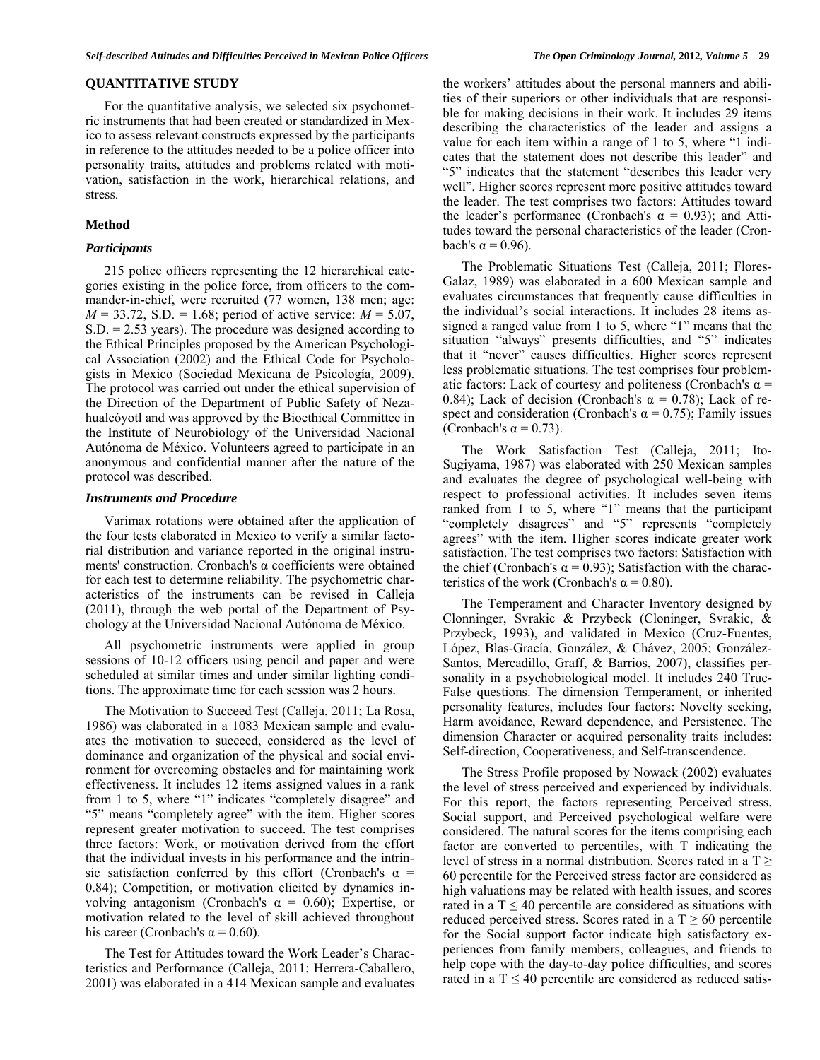## QUANTITATIVE STUDY

For the quantitative analysis, we selected six psychometric instruments that had been created or standardized in Mexico to assess relevant constructs expressed by the participants in reference to the attitudes needed to be a police officer into personality traits, attitudes and problems related with motivation, satisfaction in the work, hierarchical relations, and stress.

### Method

#### *Participants*

215 police officers representing the 12 hierarchical categories existing in the police force, from officers to the commander-in-chief, were recruited (77 women, 138 men; age: $M = 33.72$, S.D. = 1.68; period of active service: $M = 5.07$, S.D. = 2.53 years). The procedure was designed according to the Ethical Principles proposed by the American Psychological Association (2002) and the Ethical Code for Psychologists in Mexico (Sociedad Mexicana de Psicología, 2009). The protocol was carried out under the ethical supervision of the Direction of the Department of Public Safety of Nezahualcóyotl and was approved by the Bioethical Committee in the Institute of Neurobiology of the Universidad Nacional Autónoma de México. Volunteers agreed to participate in an anonymous and confidential manner after the nature of the protocol was described.

#### *Instruments and Procedure*

Varimax rotations were obtained after the application of the four tests elaborated in Mexico to verify a similar factorial distribution and variance reported in the original instruments' construction. Cronbach's α coefficients were obtained for each test to determine reliability. The psychometric characteristics of the instruments can be revised in Calleja (2011), through the web portal of the Department of Psychology at the Universidad Nacional Autónoma de México.

All psychometric instruments were applied in group sessions of 10-12 officers using pencil and paper and were scheduled at similar times and under similar lighting conditions. The approximate time for each session was 2 hours.

The Motivation to Succeed Test (Calleja, 2011; La Rosa, 1986) was elaborated in a 1083 Mexican sample and evaluates the motivation to succeed, considered as the level of dominance and organization of the physical and social environment for overcoming obstacles and for maintaining work effectiveness. It includes 12 items assigned values in a rank from 1 to 5, where "1" indicates "completely disagree" and "5" means "completely agree" with the item. Higher scores represent greater motivation to succeed. The test comprises three factors: Work, or motivation derived from the effort that the individual invests in his performance and the intrinsic satisfaction conferred by this effort (Cronbach's $\alpha = 0.84$); Competition, or motivation elicited by dynamics involving antagonism (Cronbach's $\alpha = 0.60$); Expertise, or motivation related to the level of skill achieved throughout his career (Cronbach's $\alpha = 0.60$).

The Test for Attitudes toward the Work Leader's Characteristics and Performance (Calleja, 2011; Herrera-Caballero, 2001) was elaborated in a 414 Mexican sample and evaluates the workers' attitudes about the personal manners and abilities of their superiors or other individuals that are responsible for making decisions in their work. It includes 29 items describing the characteristics of the leader and assigns a value for each item within a range of 1 to 5, where "1 indicates that the statement does not describe this leader" and "5" indicates that the statement "describes this leader very well". Higher scores represent more positive attitudes toward the leader. The test comprises two factors: Attitudes toward the leader's performance (Cronbach's $\alpha = 0.93$); and Attitudes toward the personal characteristics of the leader (Cronbach's $\alpha = 0.96$).

The Problematic Situations Test (Calleja, 2011; Flores-Galaz, 1989) was elaborated in a 600 Mexican sample and evaluates circumstances that frequently cause difficulties in the individual's social interactions. It includes 28 items assigned a ranged value from 1 to 5, where "1" means that the situation "always" presents difficulties, and "5" indicates that it "never" causes difficulties. Higher scores represent less problematic situations. The test comprises four problematic factors: Lack of courtesy and politeness (Cronbach's $\alpha = 0.84$); Lack of decision (Cronbach's $\alpha = 0.78$); Lack of respect and consideration (Cronbach's $\alpha = 0.75$); Family issues (Cronbach's $\alpha = 0.73$).

The Work Satisfaction Test (Calleja, 2011; Ito-Sugiyama, 1987) was elaborated with 250 Mexican samples and evaluates the degree of psychological well-being with respect to professional activities. It includes seven items ranked from 1 to 5, where "1" means that the participant "completely disagrees" and "5" represents "completely agrees" with the item. Higher scores indicate greater work satisfaction. The test comprises two factors: Satisfaction with the chief (Cronbach's $\alpha = 0.93$); Satisfaction with the characteristics of the work (Cronbach's $\alpha = 0.80$).

The Temperament and Character Inventory designed by Clonninger, Svrakic & Przybeck (Cloninger, Svrakic, & Przybeck, 1993), and validated in Mexico (Cruz-Fuentes, López, Blas-Gracía, González, & Chávez, 2005; González-Santos, Mercadillo, Graff, & Barrios, 2007), classifies personality in a psychobiological model. It includes 240 True-False questions. The dimension Temperament, or inherited personality features, includes four factors: Novelty seeking, Harm avoidance, Reward dependence, and Persistence. The dimension Character or acquired personality traits includes: Self-direction, Cooperativeness, and Self-transcendence.

The Stress Profile proposed by Nowack (2002) evaluates the level of stress perceived and experienced by individuals. For this report, the factors representing Perceived stress, Social support, and Perceived psychological welfare were considered. The natural scores for the items comprising each factor are converted to percentiles, with T indicating the level of stress in a normal distribution. Scores rated in a $T \geq 60$ percentile for the Perceived stress factor are considered as high valuations may be related with health issues, and scores rated in a $T \leq 40$ percentile are considered as situations with reduced perceived stress. Scores rated in a $T \geq 60$ percentile for the Social support factor indicate high satisfactory experiences from family members, colleagues, and friends to help cope with the day-to-day police difficulties, and scores rated in a $T \leq 40$ percentile are considered as reduced satis-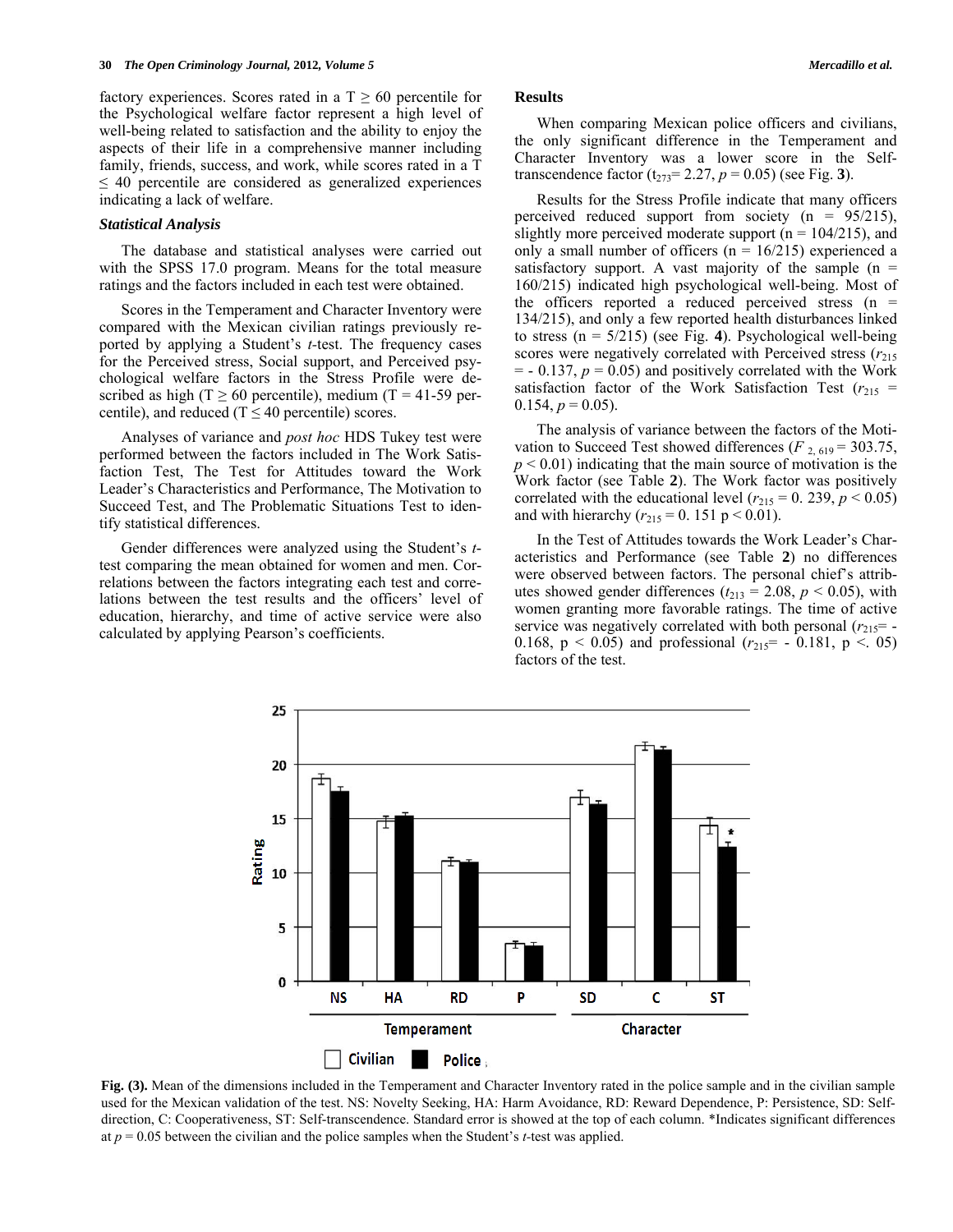factory experiences. Scores rated in a T ≥ 60 percentile for the Psychological welfare factor represent a high level of well-being related to satisfaction and the ability to enjoy the aspects of their life in a comprehensive manner including family, friends, success, and work, while scores rated in a T ≤ 40 percentile are considered as generalized experiences indicating a lack of welfare.

### *Statistical Analysis*

The database and statistical analyses were carried out with the SPSS 17.0 program. Means for the total measure ratings and the factors included in each test were obtained.

Scores in the Temperament and Character Inventory were compared with the Mexican civilian ratings previously reported by applying a Student's *t*-test. The frequency cases for the Perceived stress, Social support, and Perceived psychological welfare factors in the Stress Profile were described as high (T ≥ 60 percentile), medium (T = 41-59 percentile), and reduced (T ≤ 40 percentile) scores.

Analyses of variance and *post hoc* HDS Tukey test were performed between the factors included in The Work Satisfaction Test, The Test for Attitudes toward the Work Leader's Characteristics and Performance, The Motivation to Succeed Test, and The Problematic Situations Test to identify statistical differences.

Gender differences were analyzed using the Student's *t*-test comparing the mean obtained for women and men. Correlations between the factors integrating each test and correlations between the test results and the officers' level of education, hierarchy, and time of active service were also calculated by applying Pearson's coefficients.

## Results

When comparing Mexican police officers and civilians, the only significant difference in the Temperament and Character Inventory was a lower score in the Self-transcendence factor ($t_{273}$= 2.27, $p$ = 0.05) (see Fig. **3**).

Results for the Stress Profile indicate that many officers perceived reduced support from society (n = 95/215), slightly more perceived moderate support (n = 104/215), and only a small number of officers (n = 16/215) experienced a satisfactory support. A vast majority of the sample (n = 160/215) indicated high psychological well-being. Most of the officers reported a reduced perceived stress (n = 134/215), and only a few reported health disturbances linked to stress (n = 5/215) (see Fig. **4**). Psychological well-being scores were negatively correlated with Perceived stress ($r_{215}$ = - 0.137, $p$ = 0.05) and positively correlated with the Work satisfaction factor of the Work Satisfaction Test ($r_{215}$ = 0.154, $p$ = 0.05).

The analysis of variance between the factors of the Motivation to Succeed Test showed differences ($F_{2, 619}$ = 303.75, $p$ < 0.01) indicating that the main source of motivation is the Work factor (see Table **2**). The Work factor was positively correlated with the educational level ($r_{215}$ = 0. 239, $p$ < 0.05) and with hierarchy ($r_{215}$ = 0. 151 p < 0.01).

In the Test of Attitudes towards the Work Leader's Characteristics and Performance (see Table **2**) no differences were observed between factors. The personal chief's attributes showed gender differences ($t_{213}$ = 2.08, $p$ < 0.05), with women granting more favorable ratings. The time of active service was negatively correlated with both personal ($r_{215}$= - 0.168, p < 0.05) and professional ($r_{215}$= - 0.181, p <. 05) factors of the test.

**Fig. (3).** Mean of the dimensions included in the Temperament and Character Inventory rated in the police sample and in the civilian sample used for the Mexican validation of the test. NS: Novelty Seeking, HA: Harm Avoidance, RD: Reward Dependence, P: Persistence, SD: Self-direction, C: Cooperativeness, ST: Self-transcendence. Standard error is showed at the top of each column. *Indicates significant differences at $p$ = 0.05 between the civilian and the police samples when the Student's *t*-test was applied.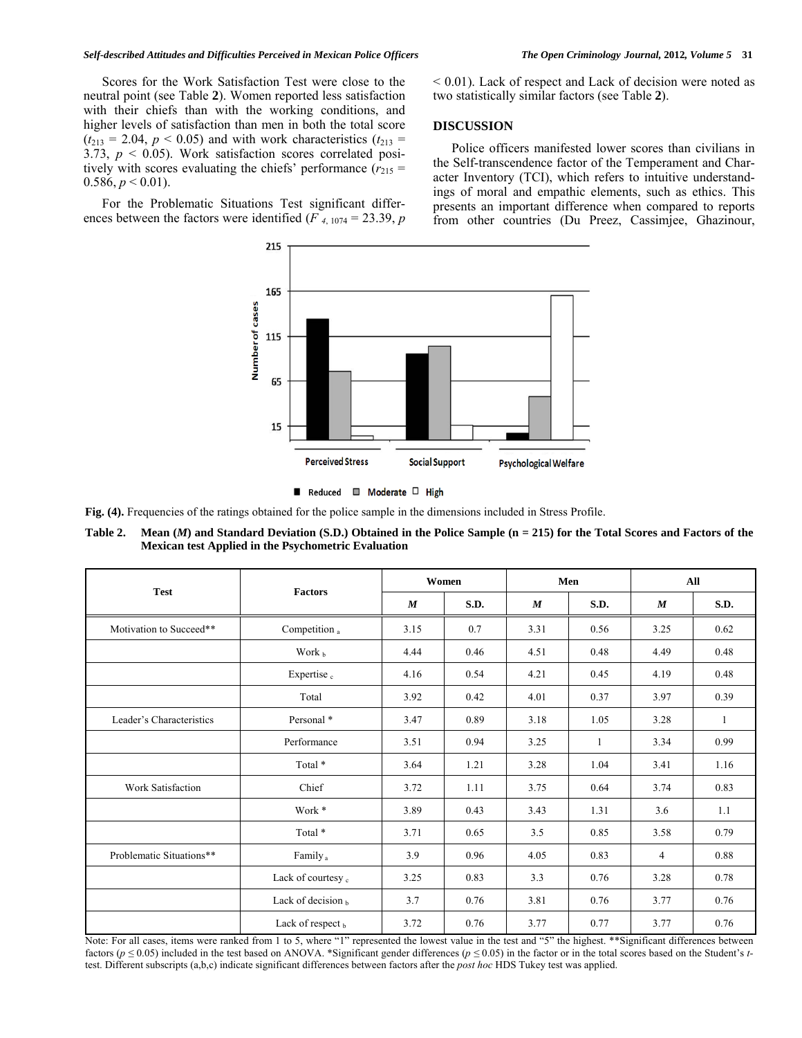Scores for the Work Satisfaction Test were close to the neutral point (see Table **2**). Women reported less satisfaction with their chiefs than with the working conditions, and higher levels of satisfaction than men in both the total score ($t_{213}$ = 2.04, $p < 0.05$) and with work characteristics ($t_{213}$ = 3.73, $p < 0.05$). Work satisfaction scores correlated positively with scores evaluating the chiefs' performance ($r_{215}$ = 0.586, $p < 0.01$).

For the Problematic Situations Test significant differences between the factors were identified ($F_{4, 1074}$ = 23.39, $p < 0.01$). Lack of respect and Lack of decision were noted as two statistically similar factors (see Table **2**).

## DISCUSSION

Police officers manifested lower scores than civilians in the Self-transcendence factor of the Temperament and Character Inventory (TCI), which refers to intuitive understandings of moral and empathic elements, such as ethics. This presents an important difference when compared to reports from other countries (Du Preez, Cassimjee, Ghazinour,

**Fig. (4).** Frequencies of the ratings obtained for the police sample in the dimensions included in Stress Profile.

**Table 2. Mean (*M*) and Standard Deviation (S.D.) Obtained in the Police Sample (n = 215) for the Total Scores and Factors of the Mexican test Applied in the Psychometric Evaluation**

| Test | Factors | Women | | Men | | All | |
|---|---|---|---|---|---|---|---|
| | | *M* | S.D. | *M* | S.D. | *M* | S.D. |
| Motivation to Succeed** | Competition $_a$ | 3.15 | 0.7 | 3.31 | 0.56 | 3.25 | 0.62 |
| | Work $_b$ | 4.44 | 0.46 | 4.51 | 0.48 | 4.49 | 0.48 |
| | Expertise $_c$ | 4.16 | 0.54 | 4.21 | 0.45 | 4.19 | 0.48 |
| | Total | 3.92 | 0.42 | 4.01 | 0.37 | 3.97 | 0.39 |
| Leader's Characteristics | Personal * | 3.47 | 0.89 | 3.18 | 1.05 | 3.28 | 1 |
| | Performance | 3.51 | 0.94 | 3.25 | 1 | 3.34 | 0.99 |
| | Total * | 3.64 | 1.21 | 3.28 | 1.04 | 3.41 | 1.16 |
| Work Satisfaction | Chief | 3.72 | 1.11 | 3.75 | 0.64 | 3.74 | 0.83 |
| | Work * | 3.89 | 0.43 | 3.43 | 1.31 | 3.6 | 1.1 |
| | Total * | 3.71 | 0.65 | 3.5 | 0.85 | 3.58 | 0.79 |
| Problematic Situations** | Family $_a$ | 3.9 | 0.96 | 4.05 | 0.83 | 4 | 0.88 |
| | Lack of courtesy $_c$ | 3.25 | 0.83 | 3.3 | 0.76 | 3.28 | 0.78 |
| | Lack of decision $_b$ | 3.7 | 0.76 | 3.81 | 0.76 | 3.77 | 0.76 |
| | Lack of respect $_b$ | 3.72 | 0.76 | 3.77 | 0.77 | 3.77 | 0.76 |

Note: For all cases, items were ranked from 1 to 5, where "1" represented the lowest value in the test and "5" the highest. **Significant differences between factors ($p \leq 0.05$) included in the test based on ANOVA. *Significant gender differences ($p \leq 0.05$) in the factor or in the total scores based on the Student's *t*-test. Different subscripts (a,b,c) indicate significant differences between factors after the *post hoc* HDS Tukey test was applied.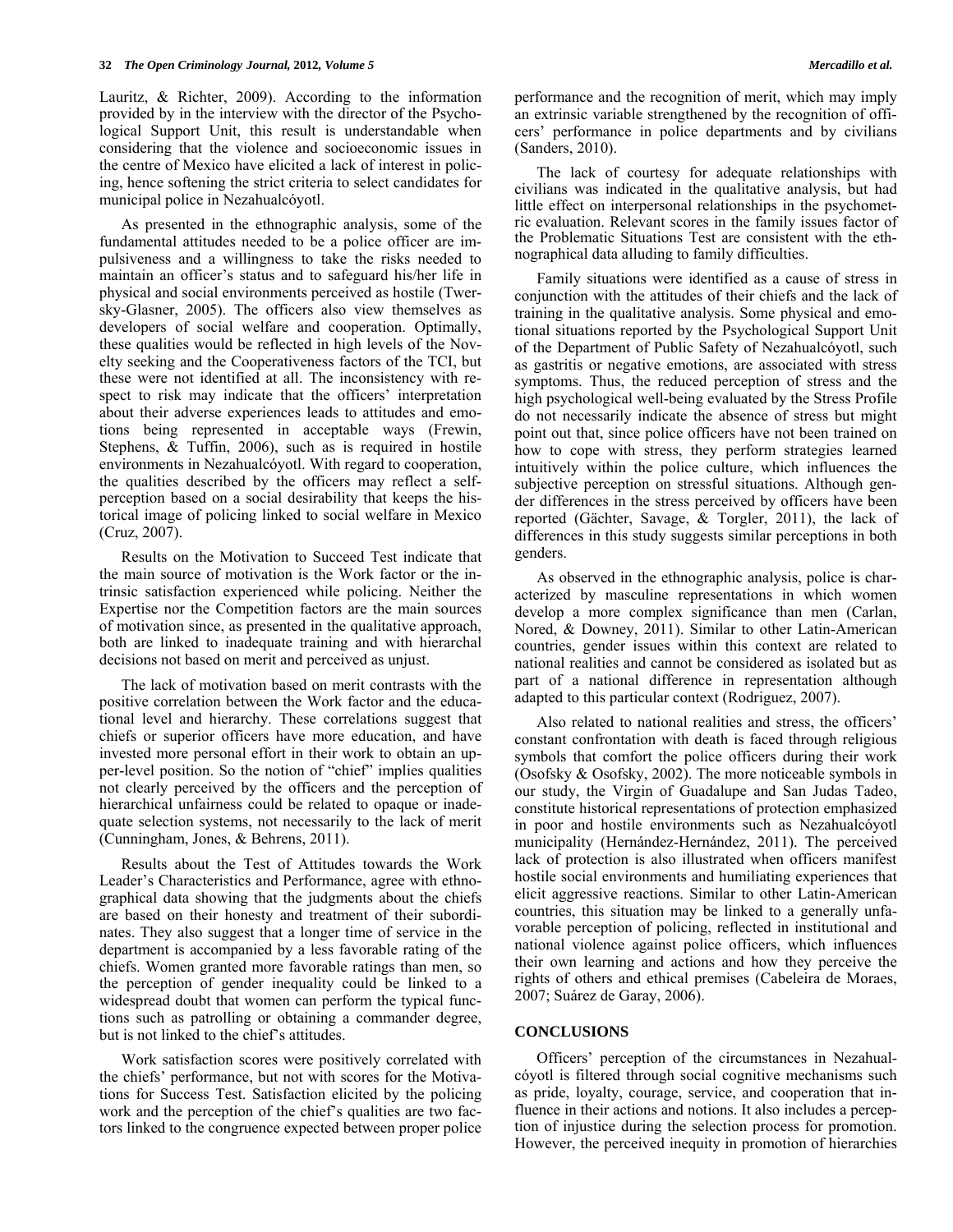Lauritz, & Richter, 2009). According to the information provided by in the interview with the director of the Psychological Support Unit, this result is understandable when considering that the violence and socioeconomic issues in the centre of Mexico have elicited a lack of interest in policing, hence softening the strict criteria to select candidates for municipal police in Nezahualcóyotl.

As presented in the ethnographic analysis, some of the fundamental attitudes needed to be a police officer are impulsiveness and a willingness to take the risks needed to maintain an officer's status and to safeguard his/her life in physical and social environments perceived as hostile (Twersky-Glasner, 2005). The officers also view themselves as developers of social welfare and cooperation. Optimally, these qualities would be reflected in high levels of the Novelty seeking and the Cooperativeness factors of the TCI, but these were not identified at all. The inconsistency with respect to risk may indicate that the officers' interpretation about their adverse experiences leads to attitudes and emotions being represented in acceptable ways (Frewin, Stephens, & Tuffin, 2006), such as is required in hostile environments in Nezahualcóyotl. With regard to cooperation, the qualities described by the officers may reflect a self-perception based on a social desirability that keeps the historical image of policing linked to social welfare in Mexico (Cruz, 2007).

Results on the Motivation to Succeed Test indicate that the main source of motivation is the Work factor or the intrinsic satisfaction experienced while policing. Neither the Expertise nor the Competition factors are the main sources of motivation since, as presented in the qualitative approach, both are linked to inadequate training and with hierarchal decisions not based on merit and perceived as unjust.

The lack of motivation based on merit contrasts with the positive correlation between the Work factor and the educational level and hierarchy. These correlations suggest that chiefs or superior officers have more education, and have invested more personal effort in their work to obtain an upper-level position. So the notion of "chief" implies qualities not clearly perceived by the officers and the perception of hierarchical unfairness could be related to opaque or inadequate selection systems, not necessarily to the lack of merit (Cunningham, Jones, & Behrens, 2011).

Results about the Test of Attitudes towards the Work Leader's Characteristics and Performance, agree with ethnographical data showing that the judgments about the chiefs are based on their honesty and treatment of their subordinates. They also suggest that a longer time of service in the department is accompanied by a less favorable rating of the chiefs. Women granted more favorable ratings than men, so the perception of gender inequality could be linked to a widespread doubt that women can perform the typical functions such as patrolling or obtaining a commander degree, but is not linked to the chief's attitudes.

Work satisfaction scores were positively correlated with the chiefs' performance, but not with scores for the Motivations for Success Test. Satisfaction elicited by the policing work and the perception of the chief's qualities are two factors linked to the congruence expected between proper police performance and the recognition of merit, which may imply an extrinsic variable strengthened by the recognition of officers' performance in police departments and by civilians (Sanders, 2010).

The lack of courtesy for adequate relationships with civilians was indicated in the qualitative analysis, but had little effect on interpersonal relationships in the psychometric evaluation. Relevant scores in the family issues factor of the Problematic Situations Test are consistent with the ethnographical data alluding to family difficulties.

Family situations were identified as a cause of stress in conjunction with the attitudes of their chiefs and the lack of training in the qualitative analysis. Some physical and emotional situations reported by the Psychological Support Unit of the Department of Public Safety of Nezahualcóyotl, such as gastritis or negative emotions, are associated with stress symptoms. Thus, the reduced perception of stress and the high psychological well-being evaluated by the Stress Profile do not necessarily indicate the absence of stress but might point out that, since police officers have not been trained on how to cope with stress, they perform strategies learned intuitively within the police culture, which influences the subjective perception on stressful situations. Although gender differences in the stress perceived by officers have been reported (Gächter, Savage, & Torgler, 2011), the lack of differences in this study suggests similar perceptions in both genders.

As observed in the ethnographic analysis, police is characterized by masculine representations in which women develop a more complex significance than men (Carlan, Nored, & Downey, 2011). Similar to other Latin-American countries, gender issues within this context are related to national realities and cannot be considered as isolated but as part of a national difference in representation although adapted to this particular context (Rodriguez, 2007).

Also related to national realities and stress, the officers' constant confrontation with death is faced through religious symbols that comfort the police officers during their work (Osofsky & Osofsky, 2002). The more noticeable symbols in our study, the Virgin of Guadalupe and San Judas Tadeo, constitute historical representations of protection emphasized in poor and hostile environments such as Nezahualcóyotl municipality (Hernández-Hernández, 2011). The perceived lack of protection is also illustrated when officers manifest hostile social environments and humiliating experiences that elicit aggressive reactions. Similar to other Latin-American countries, this situation may be linked to a generally unfavorable perception of policing, reflected in institutional and national violence against police officers, which influences their own learning and actions and how they perceive the rights of others and ethical premises (Cabeleira de Moraes, 2007; Suárez de Garay, 2006).

## CONCLUSIONS

Officers' perception of the circumstances in Nezahualcóyotl is filtered through social cognitive mechanisms such as pride, loyalty, courage, service, and cooperation that influence their actions and notions. It also includes a perception of injustice during the selection process for promotion. However, the perceived inequity in promotion of hierarchies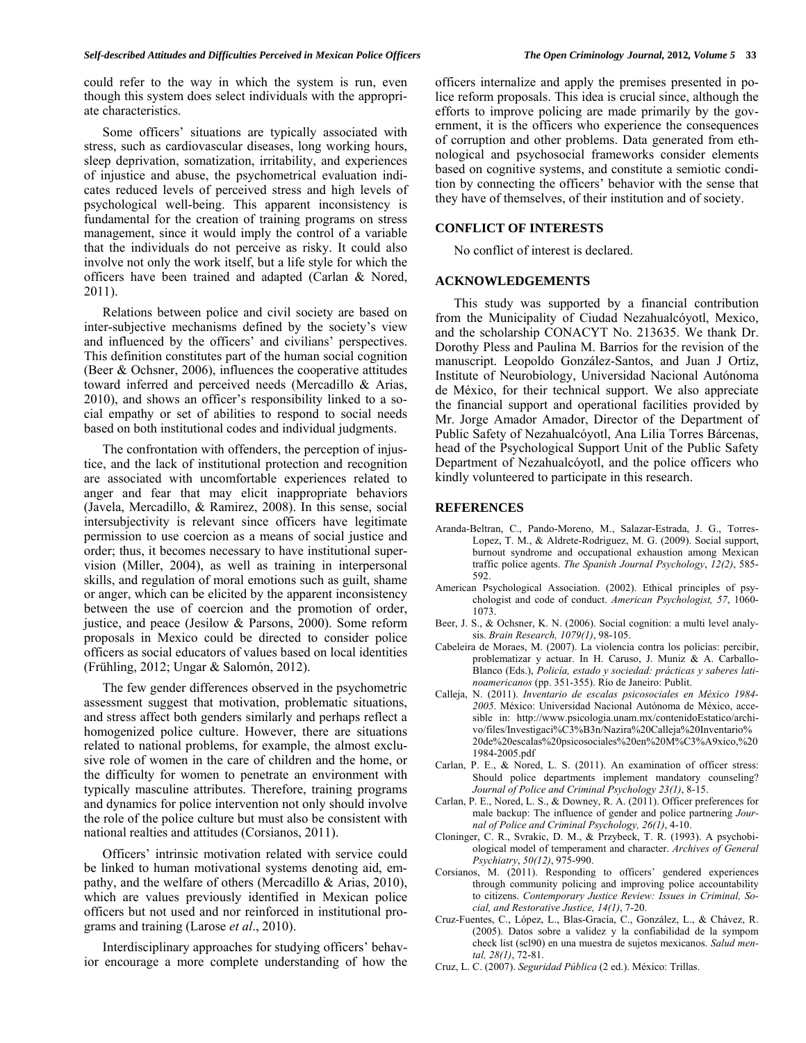could refer to the way in which the system is run, even though this system does select individuals with the appropriate characteristics.

Some officers' situations are typically associated with stress, such as cardiovascular diseases, long working hours, sleep deprivation, somatization, irritability, and experiences of injustice and abuse, the psychometrical evaluation indicates reduced levels of perceived stress and high levels of psychological well-being. This apparent inconsistency is fundamental for the creation of training programs on stress management, since it would imply the control of a variable that the individuals do not perceive as risky. It could also involve not only the work itself, but a life style for which the officers have been trained and adapted (Carlan & Nored, 2011).

Relations between police and civil society are based on inter-subjective mechanisms defined by the society's view and influenced by the officers' and civilians' perspectives. This definition constitutes part of the human social cognition (Beer & Ochsner, 2006), influences the cooperative attitudes toward inferred and perceived needs (Mercadillo & Arias, 2010), and shows an officer's responsibility linked to a social empathy or set of abilities to respond to social needs based on both institutional codes and individual judgments.

The confrontation with offenders, the perception of injustice, and the lack of institutional protection and recognition are associated with uncomfortable experiences related to anger and fear that may elicit inappropriate behaviors (Javela, Mercadillo, & Ramirez, 2008). In this sense, social intersubjectivity is relevant since officers have legitimate permission to use coercion as a means of social justice and order; thus, it becomes necessary to have institutional supervision (Miller, 2004), as well as training in interpersonal skills, and regulation of moral emotions such as guilt, shame or anger, which can be elicited by the apparent inconsistency between the use of coercion and the promotion of order, justice, and peace (Jesilow & Parsons, 2000). Some reform proposals in Mexico could be directed to consider police officers as social educators of values based on local identities (Frühling, 2012; Ungar & Salomón, 2012).

The few gender differences observed in the psychometric assessment suggest that motivation, problematic situations, and stress affect both genders similarly and perhaps reflect a homogenized police culture. However, there are situations related to national problems, for example, the almost exclusive role of women in the care of children and the home, or the difficulty for women to penetrate an environment with typically masculine attributes. Therefore, training programs and dynamics for police intervention not only should involve the role of the police culture but must also be consistent with national realties and attitudes (Corsianos, 2011).

Officers' intrinsic motivation related with service could be linked to human motivational systems denoting aid, empathy, and the welfare of others (Mercadillo & Arias, 2010), which are values previously identified in Mexican police officers but not used and nor reinforced in institutional programs and training (Larose *et al*., 2010).

Interdisciplinary approaches for studying officers' behavior encourage a more complete understanding of how the officers internalize and apply the premises presented in police reform proposals. This idea is crucial since, although the efforts to improve policing are made primarily by the government, it is the officers who experience the consequences of corruption and other problems. Data generated from ethnological and psychosocial frameworks consider elements based on cognitive systems, and constitute a semiotic condition by connecting the officers' behavior with the sense that they have of themselves, of their institution and of society.

## CONFLICT OF INTERESTS

No conflict of interest is declared.

## ACKNOWLEDGEMENTS

This study was supported by a financial contribution from the Municipality of Ciudad Nezahualcóyotl, Mexico, and the scholarship CONACYT No. 213635. We thank Dr. Dorothy Pless and Paulina M. Barrios for the revision of the manuscript. Leopoldo González-Santos, and Juan J Ortiz, Institute of Neurobiology, Universidad Nacional Autónoma de México, for their technical support. We also appreciate the financial support and operational facilities provided by Mr. Jorge Amador Amador, Director of the Department of Public Safety of Nezahualcóyotl, Ana Lilia Torres Bárcenas, head of the Psychological Support Unit of the Public Safety Department of Nezahualcóyotl, and the police officers who kindly volunteered to participate in this research.

## REFERENCES

Aranda-Beltran, C., Pando-Moreno, M., Salazar-Estrada, J. G., Torres-Lopez, T. M., & Aldrete-Rodriguez, M. G. (2009). Social support, burnout syndrome and occupational exhaustion among Mexican traffic police agents. *The Spanish Journal Psychology*, *12(2)*, 585-592.

American Psychological Association. (2002). Ethical principles of psychologist and code of conduct. *American Psychologist, 57*, 1060-1073.

Beer, J. S., & Ochsner, K. N. (2006). Social cognition: a multi level analysis. *Brain Research, 1079(1)*, 98-105.

Cabeleira de Moraes, M. (2007). La violencia contra los policías: percibir, problematizar y actuar. In H. Caruso, J. Muniz & A. Carballo-Blanco (Eds.), *Policía, estado y sociedad: prácticas y saberes latinoamericanos* (pp. 351-355). Río de Janeiro: Publit.

Calleja, N. (2011). *Inventario de escalas psicosociales en México 1984-2005*. México: Universidad Nacional Autónoma de México, accesible in: http://www.psicologia.unam.mx/contenidoEstatico/archivo/files/Investigaci%C3%B3n/Nazira%20Calleja%20Inventario%20de%20escalas%20psicosociales%20en%20M%C3%A9xico,%201984-2005.pdf

Carlan, P. E., & Nored, L. S. (2011). An examination of officer stress: Should police departments implement mandatory counseling? *Journal of Police and Criminal Psychology 23(1)*, 8-15.

Carlan, P. E., Nored, L. S., & Downey, R. A. (2011). Officer preferences for male backup: The influence of gender and police partnering *Journal of Police and Criminal Psychology, 26(1)*, 4-10.

Cloninger, C. R., Svrakic, D. M., & Przybeck, T. R. (1993). A psychobiological model of temperament and character. *Archives of General Psychiatry*, *50(12)*, 975-990.

Corsianos, M. (2011). Responding to officers' gendered experiences through community policing and improving police accountability to citizens. *Contemporary Justice Review: Issues in Criminal, Social, and Restorative Justice, 14(1)*, 7-20.

Cruz-Fuentes, C., López, L., Blas-Gracía, C., González, L., & Chávez, R. (2005). Datos sobre a validez y la confiabilidad de la sympom check list (scl90) en una muestra de sujetos mexicanos. *Salud mental, 28(1)*, 72-81.

Cruz, L. C. (2007). *Seguridad Pública* (2 ed.). México: Trillas.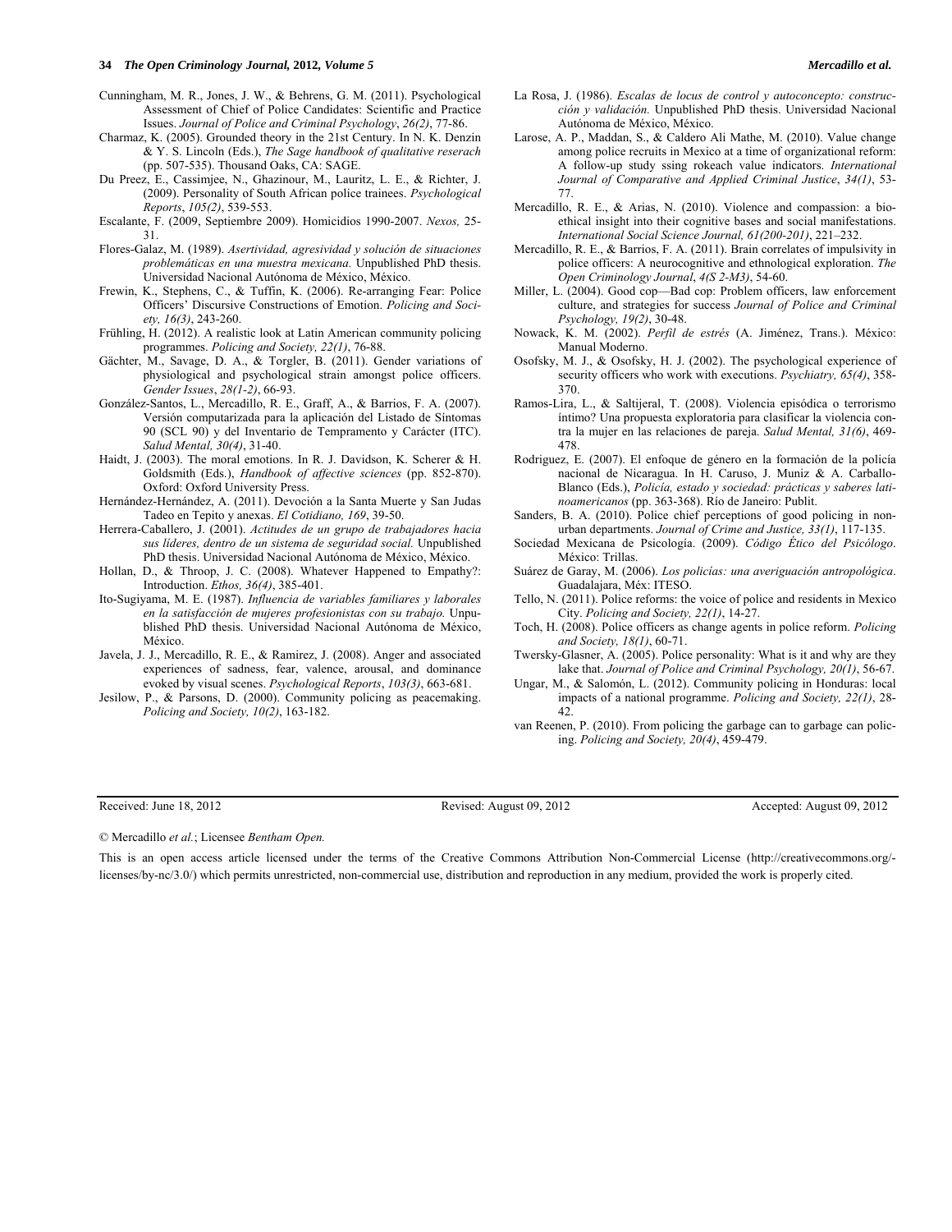Cunningham, M. R., Jones, J. W., & Behrens, G. M. (2011). Psychological Assessment of Chief of Police Candidates: Scientific and Practice Issues. *Journal of Police and Criminal Psychology*, *26(2)*, 77-86.

Charmaz, K. (2005). Grounded theory in the 21st Century. In N. K. Denzin & Y. S. Lincoln (Eds.), *The Sage handbook of qualitative reserach* (pp. 507-535). Thousand Oaks, CA: SAGE.

Du Preez, E., Cassimjee, N., Ghazinour, M., Lauritz, L. E., & Richter, J. (2009). Personality of South African police trainees. *Psychological Reports*, *105(2)*, 539-553.

Escalante, F. (2009, Septiembre 2009). Homicidios 1990-2007. *Nexos,* 25-31.

Flores-Galaz, M. (1989). *Asertividad, agresividad y solución de situaciones problemáticas en una muestra mexicana.* Unpublished PhD thesis. Universidad Nacional Autónoma de México, México.

Frewin, K., Stephens, C., & Tuffin, K. (2006). Re-arranging Fear: Police Officers' Discursive Constructions of Emotion. *Policing and Society, 16(3)*, 243-260.

Frühling, H. (2012). A realistic look at Latin American community policing programmes. *Policing and Society, 22(1)*, 76-88.

Gächter, M., Savage, D. A., & Torgler, B. (2011). Gender variations of physiological and psychological strain amongst police officers. *Gender Issues*, *28(1-2)*, 66-93.

González-Santos, L., Mercadillo, R. E., Graff, A., & Barrios, F. A. (2007). Versión computarizada para la aplicación del Listado de Síntomas 90 (SCL 90) y del Inventario de Temprament o y Carácter (ITC). *Salud Mental, 30(4)*, 31-40.

Haidt, J. (2003). The moral emotions. In R. J. Davidson, K. Scherer & H. Goldsmith (Eds.), *Handbook of affective sciences* (pp. 852-870). Oxford: Oxford University Press.

Hernández-Hernández, A. (2011). Devoción a la Santa Muerte y San Judas Tadeo en Tepito y anexas. *El Cotidiano, 169*, 39-50.

Herrera-Caballero, J. (2001). *Actitudes de un grupo de trabajadores hacia sus líderes, dentro de un sistema de seguridad social.* Unpublished PhD thesis. Universidad Nacional Autónoma de México, México.

Hollan, D., & Throop, J. C. (2008). Whatever Happened to Empathy?: Introduction. *Ethos, 36(4)*, 385-401.

Ito-Sugiyama, M. E. (1987). *Influencia de variables familiares y laborales en la satisfacción de mujeres profesionistas con su trabajo.* Unpublished PhD thesis. Universidad Nacional Autónoma de México, México.

Javela, J. J., Mercadillo, R. E., & Ramirez, J. (2008). Anger and associated experiences of sadness, fear, valence, arousal, and dominance evoked by visual scenes. *Psychological Reports*, *103(3)*, 663-681.

Jesilow, P., & Parsons, D. (2000). Community policing as peacemaking. *Policing and Society, 10(2)*, 163-182.

La Rosa, J. (1986). *Escalas de locus de control y autoconcepto: construcción y validación.* Unpublished PhD thesis. Universidad Nacional Autónoma de México, México.

Larose, A. P., Maddan, S., & Caldero Ali Mathe, M. (2010). Value change among police recruits in Mexico at a time of organizational reform: A follow-up study ssing rokeach value indicators. *International Journal of Comparative and Applied Criminal Justice*, *34(1)*, 53-77.

Mercadillo, R. E., & Arias, N. (2010). Violence and compassion: a bioethical insight into their cognitive bases and social manifestations. *International Social Science Journal, 61(200-201)*, 221–232.

Mercadillo, R. E., & Barrios, F. A. (2011). Brain correlates of impulsivity in police officers: A neurocognitive and ethnological exploration. *The Open Criminology Journal*, *4(S 2-M3)*, 54-60.

Miller, L. (2004). Good cop—Bad cop: Problem officers, law enforcement culture, and strategies for success *Journal of Police and Criminal Psychology, 19(2)*, 30-48.

Nowack, K. M. (2002). *Perfil de estrés* (A. Jiménez, Trans.). México: Manual Moderno.

Osofsky, M. J., & Osofsky, H. J. (2002). The psychological experience of security officers who work with executions. *Psychiatry, 65(4)*, 358-370.

Ramos-Lira, L., & Saltijeral, T. (2008). Violencia episódica o terrorismo íntimo? Una propuesta exploratoria para clasificar la violencia contra la mujer en las relaciones de pareja. *Salud Mental, 31(6)*, 469-478.

Rodriguez, E. (2007). El enfoque de género en la formación de la policía nacional de Nicaragua. In H. Caruso, J. Muniz & A. Carballo-Blanco (Eds.), *Policía, estado y sociedad: prácticas y saberes latinoamericanos* (pp. 363-368). Río de Janeiro: Publit.

Sanders, B. A. (2010). Police chief perceptions of good policing in non-urban departments. *Journal of Crime and Justice, 33(1)*, 117-135.

Sociedad Mexicana de Psicología. (2009). *Código Ético del Psicólogo*. México: Trillas.

Suárez de Garay, M. (2006). *Los policías: una averiguación antropológica*. Guadalajara, Méx: ITESO.

Tello, N. (2011). Police reforms: the voice of police and residents in Mexico City. *Policing and Society, 22(1)*, 14-27.

Toch, H. (2008). Police officers as change agents in police reform. *Policing and Society, 18(1)*, 60-71.

Twersky-Glasner, A. (2005). Police personality: What is it and why are they lake that. *Journal of Police and Criminal Psychology, 20(1)*, 56-67.

Ungar, M., & Salomón, L. (2012). Community policing in Honduras: local impacts of a national programme. *Policing and Society, 22(1)*, 28-42.

van Reenen, P. (2010). From policing the garbage can to garbage can policing. *Policing and Society, 20(4)*, 459-479.

Received: June 18, 2012 Revised: August 09, 2012 Accepted: August 09, 2012

© Mercadillo *et al.*; Licensee *Bentham Open.*

This is an open access article licensed under the terms of the Creative Commons Attribution Non-Commercial License (http://creativecommons.org/-licenses/by-nc/3.0/) which permits unrestricted, non-commercial use, distribution and reproduction in any medium, provided the work is properly cited.